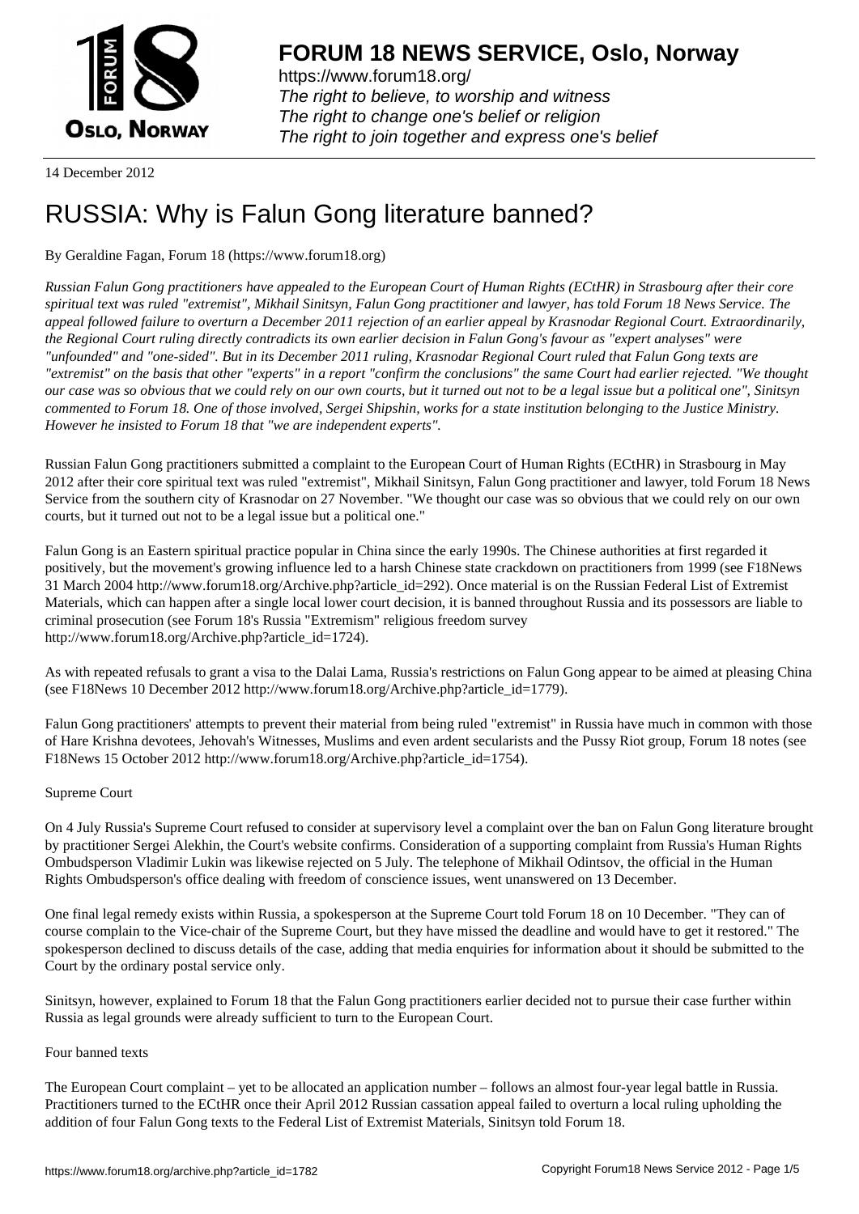**FORUM 18 NEWS SERVICE, Oslo, Norway**

https://www.forum18.org/
*The right to believe, to worship and witness*
*The right to change one's belief or religion*
*The right to join together and express one's belief*

14 December 2012

# RUSSIA: Why is Falun Gong literature banned?

By Geraldine Fagan, Forum 18 (https://www.forum18.org)

*Russian Falun Gong practitioners have appealed to the European Court of Human Rights (ECtHR) in Strasbourg after their core spiritual text was ruled "extremist", Mikhail Sinitsyn, Falun Gong practitioner and lawyer, has told Forum 18 News Service. The appeal followed failure to overturn a December 2011 rejection of an earlier appeal by Krasnodar Regional Court. Extraordinarily, the Regional Court ruling directly contradicts its own earlier decision in Falun Gong's favour as "expert analyses" were "unfounded" and "one-sided". But in its December 2011 ruling, Krasnodar Regional Court ruled that Falun Gong texts are "extremist" on the basis that other "experts" in a report "confirm the conclusions" the same Court had earlier rejected. "We thought our case was so obvious that we could rely on our own courts, but it turned out not to be a legal issue but a political one", Sinitsyn commented to Forum 18. One of those involved, Sergei Shipshin, works for a state institution belonging to the Justice Ministry. However he insisted to Forum 18 that "we are independent experts".*

Russian Falun Gong practitioners submitted a complaint to the European Court of Human Rights (ECtHR) in Strasbourg in May 2012 after their core spiritual text was ruled "extremist", Mikhail Sinitsyn, Falun Gong practitioner and lawyer, told Forum 18 News Service from the southern city of Krasnodar on 27 November. "We thought our case was so obvious that we could rely on our own courts, but it turned out not to be a legal issue but a political one."

Falun Gong is an Eastern spiritual practice popular in China since the early 1990s. The Chinese authorities at first regarded it positively, but the movement's growing influence led to a harsh Chinese state crackdown on practitioners from 1999 (see F18News 31 March 2004 http://www.forum18.org/Archive.php?article_id=292). Once material is on the Russian Federal List of Extremist Materials, which can happen after a single local lower court decision, it is banned throughout Russia and its possessors are liable to criminal prosecution (see Forum 18's Russia "Extremism" religious freedom survey http://www.forum18.org/Archive.php?article_id=1724).

As with repeated refusals to grant a visa to the Dalai Lama, Russia's restrictions on Falun Gong appear to be aimed at pleasing China (see F18News 10 December 2012 http://www.forum18.org/Archive.php?article_id=1779).

Falun Gong practitioners' attempts to prevent their material from being ruled "extremist" in Russia have much in common with those of Hare Krishna devotees, Jehovah's Witnesses, Muslims and even ardent secularists and the Pussy Riot group, Forum 18 notes (see F18News 15 October 2012 http://www.forum18.org/Archive.php?article_id=1754).

## Supreme Court

On 4 July Russia's Supreme Court refused to consider at supervisory level a complaint over the ban on Falun Gong literature brought by practitioner Sergei Alekhin, the Court's website confirms. Consideration of a supporting complaint from Russia's Human Rights Ombudsperson Vladimir Lukin was likewise rejected on 5 July. The telephone of Mikhail Odintsov, the official in the Human Rights Ombudsperson's office dealing with freedom of conscience issues, went unanswered on 13 December.

One final legal remedy exists within Russia, a spokesperson at the Supreme Court told Forum 18 on 10 December. "They can of course complain to the Vice-chair of the Supreme Court, but they have missed the deadline and would have to get it restored." The spokesperson declined to discuss details of the case, adding that media enquiries for information about it should be submitted to the Court by the ordinary postal service only.

Sinitsyn, however, explained to Forum 18 that the Falun Gong practitioners earlier decided not to pursue their case further within Russia as legal grounds were already sufficient to turn to the European Court.

## Four banned texts

The European Court complaint – yet to be allocated an application number – follows an almost four-year legal battle in Russia. Practitioners turned to the ECtHR once their April 2012 Russian cassation appeal failed to overturn a local ruling upholding the addition of four Falun Gong texts to the Federal List of Extremist Materials, Sinitsyn told Forum 18.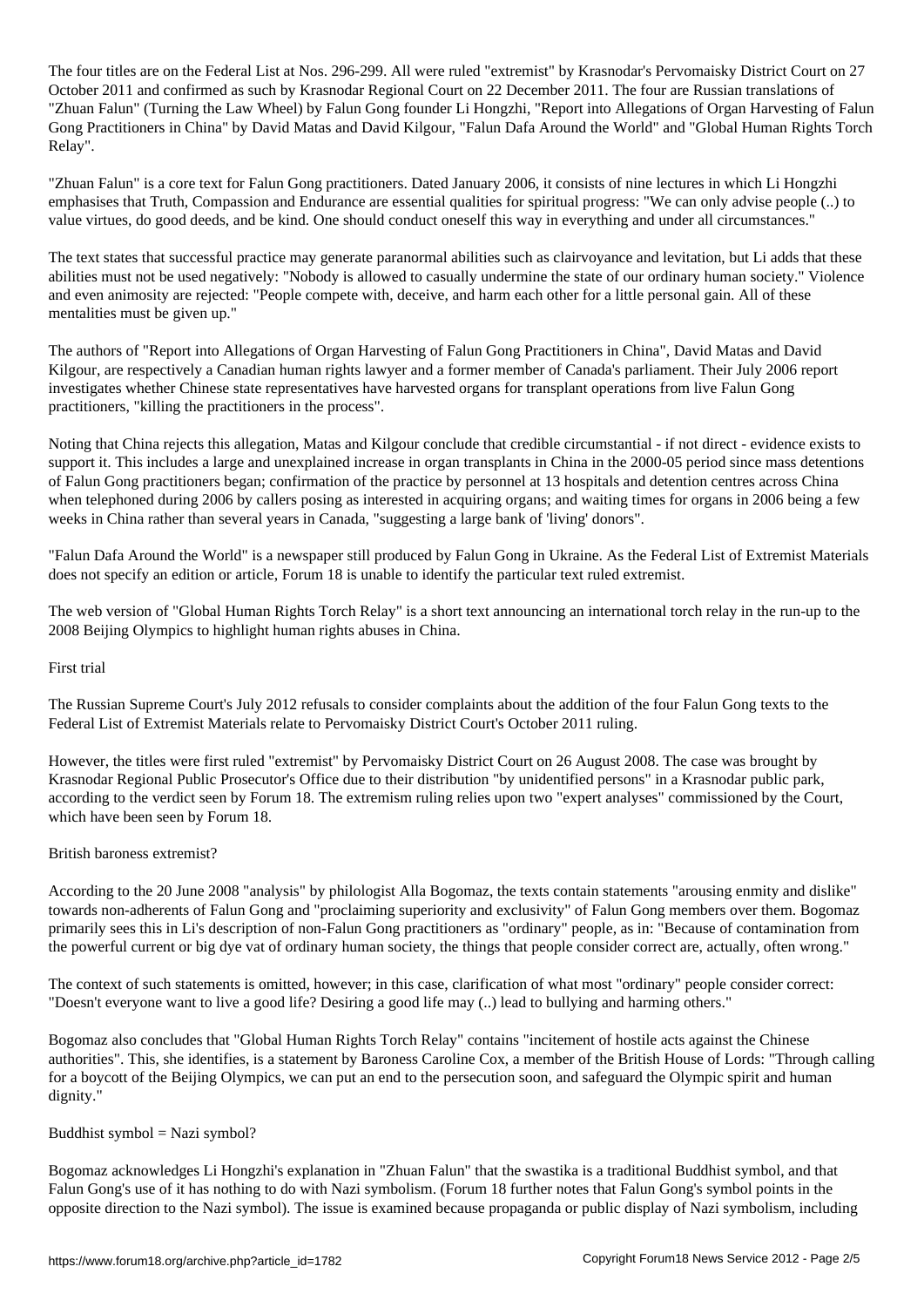The four titles are on the Federal List at Nos. 296-299. All were ruled "extremist" by Krasnodar's Pervomaisky District Court on 27 October 2011 and confirmed as such by Krasnodar Regional Court on 22 December 2011. The four are Russian translations of "Zhuan Falun" (Turning the Law Wheel) by Falun Gong founder Li Hongzhi, "Report into Allegations of Organ Harvesting of Falun Gong Practitioners in China" by David Matas and David Kilgour, "Falun Dafa Around the World" and "Global Human Rights Torch Relay".

"Zhuan Falun" is a core text for Falun Gong practitioners. Dated January 2006, it consists of nine lectures in which Li Hongzhi emphasises that Truth, Compassion and Endurance are essential qualities for spiritual progress: "We can only advise people (..) to value virtues, do good deeds, and be kind. One should conduct oneself this way in everything and under all circumstances."

The text states that successful practice may generate paranormal abilities such as clairvoyance and levitation, but Li adds that these abilities must not be used negatively: "Nobody is allowed to casually undermine the state of our ordinary human society." Violence and even animosity are rejected: "People compete with, deceive, and harm each other for a little personal gain. All of these mentalities must be given up."

The authors of "Report into Allegations of Organ Harvesting of Falun Gong Practitioners in China", David Matas and David Kilgour, are respectively a Canadian human rights lawyer and a former member of Canada's parliament. Their July 2006 report investigates whether Chinese state representatives have harvested organs for transplant operations from live Falun Gong practitioners, "killing the practitioners in the process".

Noting that China rejects this allegation, Matas and Kilgour conclude that credible circumstantial - if not direct - evidence exists to support it. This includes a large and unexplained increase in organ transplants in China in the 2000-05 period since mass detentions of Falun Gong practitioners began; confirmation of the practice by personnel at 13 hospitals and detention centres across China when telephoned during 2006 by callers posing as interested in acquiring organs; and waiting times for organs in 2006 being a few weeks in China rather than several years in Canada, "suggesting a large bank of 'living' donors".

"Falun Dafa Around the World" is a newspaper still produced by Falun Gong in Ukraine. As the Federal List of Extremist Materials does not specify an edition or article, Forum 18 is unable to identify the particular text ruled extremist.

The web version of "Global Human Rights Torch Relay" is a short text announcing an international torch relay in the run-up to the 2008 Beijing Olympics to highlight human rights abuses in China.

## First trial

The Russian Supreme Court's July 2012 refusals to consider complaints about the addition of the four Falun Gong texts to the Federal List of Extremist Materials relate to Pervomaisky District Court's October 2011 ruling.

However, the titles were first ruled "extremist" by Pervomaisky District Court on 26 August 2008. The case was brought by Krasnodar Regional Public Prosecutor's Office due to their distribution "by unidentified persons" in a Krasnodar public park, according to the verdict seen by Forum 18. The extremism ruling relies upon two "expert analyses" commissioned by the Court, which have been seen by Forum 18.

## British baroness extremist?

According to the 20 June 2008 "analysis" by philologist Alla Bogomaz, the texts contain statements "arousing enmity and dislike" towards non-adherents of Falun Gong and "proclaiming superiority and exclusivity" of Falun Gong members over them. Bogomaz primarily sees this in Li's description of non-Falun Gong practitioners as "ordinary" people, as in: "Because of contamination from the powerful current or big dye vat of ordinary human society, the things that people consider correct are, actually, often wrong."

The context of such statements is omitted, however; in this case, clarification of what most "ordinary" people consider correct: "Doesn't everyone want to live a good life? Desiring a good life may (..) lead to bullying and harming others."

Bogomaz also concludes that "Global Human Rights Torch Relay" contains "incitement of hostile acts against the Chinese authorities". This, she identifies, is a statement by Baroness Caroline Cox, a member of the British House of Lords: "Through calling for a boycott of the Beijing Olympics, we can put an end to the persecution soon, and safeguard the Olympic spirit and human dignity."

## Buddhist symbol = Nazi symbol?

Bogomaz acknowledges Li Hongzhi's explanation in "Zhuan Falun" that the swastika is a traditional Buddhist symbol, and that Falun Gong's use of it has nothing to do with Nazi symbolism. (Forum 18 further notes that Falun Gong's symbol points in the opposite direction to the Nazi symbol). The issue is examined because propaganda or public display of Nazi symbolism, including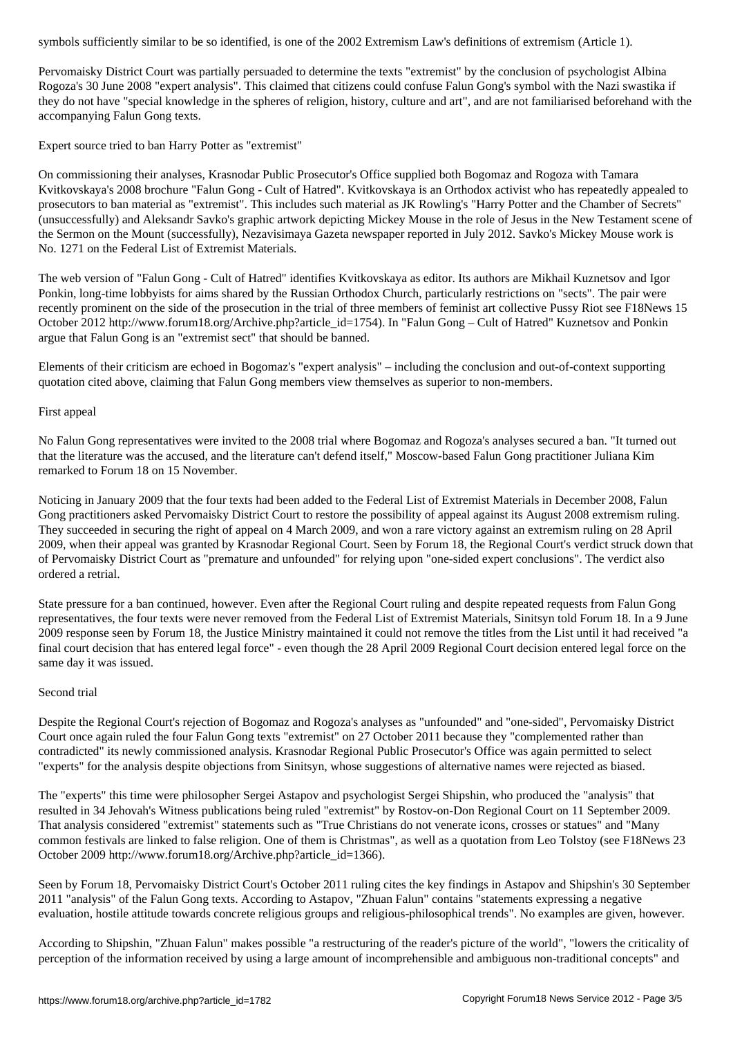symbols sufficiently similar to be so identified, is one of the 2002 Extremism Law's definitions of extremism (Article 1).

Pervomaisky District Court was partially persuaded to determine the texts "extremist" by the conclusion of psychologist Albina Rogoza's 30 June 2008 "expert analysis". This claimed that citizens could confuse Falun Gong's symbol with the Nazi swastika if they do not have "special knowledge in the spheres of religion, history, culture and art", and are not familiarised beforehand with the accompanying Falun Gong texts.

## Expert source tried to ban Harry Potter as "extremist"

On commissioning their analyses, Krasnodar Public Prosecutor's Office supplied both Bogomaz and Rogoza with Tamara Kvitkovskaya's 2008 brochure "Falun Gong - Cult of Hatred". Kvitkovskaya is an Orthodox activist who has repeatedly appealed to prosecutors to ban material as "extremist". This includes such material as JK Rowling's "Harry Potter and the Chamber of Secrets" (unsuccessfully) and Aleksandr Savko's graphic artwork depicting Mickey Mouse in the role of Jesus in the New Testament scene of the Sermon on the Mount (successfully), Nezavisimaya Gazeta newspaper reported in July 2012. Savko's Mickey Mouse work is No. 1271 on the Federal List of Extremist Materials.

The web version of "Falun Gong - Cult of Hatred" identifies Kvitkovskaya as editor. Its authors are Mikhail Kuznetsov and Igor Ponkin, long-time lobbyists for aims shared by the Russian Orthodox Church, particularly restrictions on "sects". The pair were recently prominent on the side of the prosecution in the trial of three members of feminist art collective Pussy Riot see F18News 15 October 2012 http://www.forum18.org/Archive.php?article_id=1754). In "Falun Gong – Cult of Hatred" Kuznetsov and Ponkin argue that Falun Gong is an "extremist sect" that should be banned.

Elements of their criticism are echoed in Bogomaz's "expert analysis" – including the conclusion and out-of-context supporting quotation cited above, claiming that Falun Gong members view themselves as superior to non-members.

## First appeal

No Falun Gong representatives were invited to the 2008 trial where Bogomaz and Rogoza's analyses secured a ban. "It turned out that the literature was the accused, and the literature can't defend itself," Moscow-based Falun Gong practitioner Juliana Kim remarked to Forum 18 on 15 November.

Noticing in January 2009 that the four texts had been added to the Federal List of Extremist Materials in December 2008, Falun Gong practitioners asked Pervomaisky District Court to restore the possibility of appeal against its August 2008 extremism ruling. They succeeded in securing the right of appeal on 4 March 2009, and won a rare victory against an extremism ruling on 28 April 2009, when their appeal was granted by Krasnodar Regional Court. Seen by Forum 18, the Regional Court's verdict struck down that of Pervomaisky District Court as "premature and unfounded" for relying upon "one-sided expert conclusions". The verdict also ordered a retrial.

State pressure for a ban continued, however. Even after the Regional Court ruling and despite repeated requests from Falun Gong representatives, the four texts were never removed from the Federal List of Extremist Materials, Sinitsyn told Forum 18. In a 9 June 2009 response seen by Forum 18, the Justice Ministry maintained it could not remove the titles from the List until it had received "a final court decision that has entered legal force" - even though the 28 April 2009 Regional Court decision entered legal force on the same day it was issued.

## Second trial

Despite the Regional Court's rejection of Bogomaz and Rogoza's analyses as "unfounded" and "one-sided", Pervomaisky District Court once again ruled the four Falun Gong texts "extremist" on 27 October 2011 because they "complemented rather than contradicted" its newly commissioned analysis. Krasnodar Regional Public Prosecutor's Office was again permitted to select "experts" for the analysis despite objections from Sinitsyn, whose suggestions of alternative names were rejected as biased.

The "experts" this time were philosopher Sergei Astapov and psychologist Sergei Shipshin, who produced the "analysis" that resulted in 34 Jehovah's Witness publications being ruled "extremist" by Rostov-on-Don Regional Court on 11 September 2009. That analysis considered "extremist" statements such as "True Christians do not venerate icons, crosses or statues" and "Many common festivals are linked to false religion. One of them is Christmas", as well as a quotation from Leo Tolstoy (see F18News 23 October 2009 http://www.forum18.org/Archive.php?article_id=1366).

Seen by Forum 18, Pervomaisky District Court's October 2011 ruling cites the key findings in Astapov and Shipshin's 30 September 2011 "analysis" of the Falun Gong texts. According to Astapov, "Zhuan Falun" contains "statements expressing a negative evaluation, hostile attitude towards concrete religious groups and religious-philosophical trends". No examples are given, however.

According to Shipshin, "Zhuan Falun" makes possible "a restructuring of the reader's picture of the world", "lowers the criticality of perception of the information received by using a large amount of incomprehensible and ambiguous non-traditional concepts" and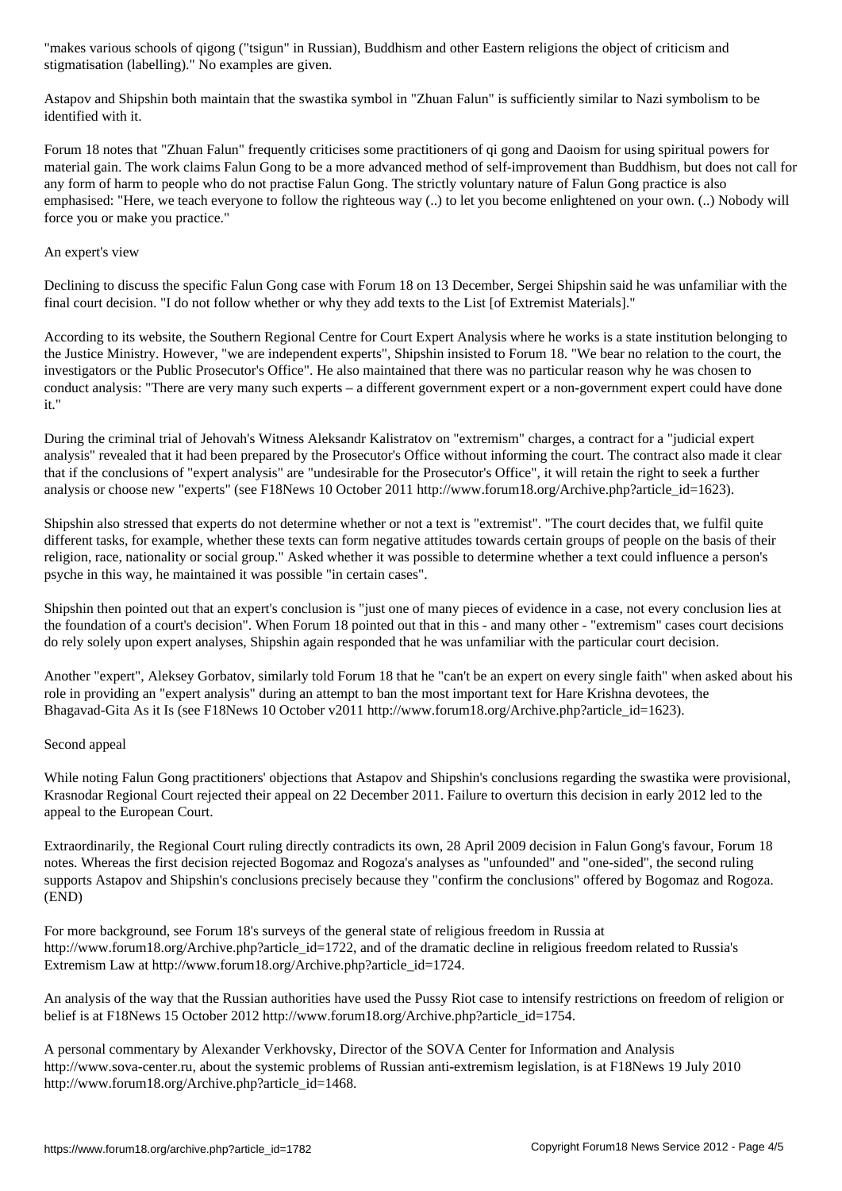"makes various schools of qigong ("tsigun" in Russian), Buddhism and other Eastern religions the object of criticism and stigmatisation (labelling)." No examples are given.

Astapov and Shipshin both maintain that the swastika symbol in "Zhuan Falun" is sufficiently similar to Nazi symbolism to be identified with it.

Forum 18 notes that "Zhuan Falun" frequently criticises some practitioners of qi gong and Daoism for using spiritual powers for material gain. The work claims Falun Gong to be a more advanced method of self-improvement than Buddhism, but does not call for any form of harm to people who do not practise Falun Gong. The strictly voluntary nature of Falun Gong practice is also emphasised: "Here, we teach everyone to follow the righteous way (..) to let you become enlightened on your own. (..) Nobody will force you or make you practice."

## An expert's view

Declining to discuss the specific Falun Gong case with Forum 18 on 13 December, Sergei Shipshin said he was unfamiliar with the final court decision. "I do not follow whether or why they add texts to the List [of Extremist Materials]."

According to its website, the Southern Regional Centre for Court Expert Analysis where he works is a state institution belonging to the Justice Ministry. However, "we are independent experts", Shipshin insisted to Forum 18. "We bear no relation to the court, the investigators or the Public Prosecutor's Office". He also maintained that there was no particular reason why he was chosen to conduct analysis: "There are very many such experts – a different government expert or a non-government expert could have done it."

During the criminal trial of Jehovah's Witness Aleksandr Kalistratov on "extremism" charges, a contract for a "judicial expert analysis" revealed that it had been prepared by the Prosecutor's Office without informing the court. The contract also made it clear that if the conclusions of "expert analysis" are "undesirable for the Prosecutor's Office", it will retain the right to seek a further analysis or choose new "experts" (see F18News 10 October 2011 http://www.forum18.org/Archive.php?article_id=1623).

Shipshin also stressed that experts do not determine whether or not a text is "extremist". "The court decides that, we fulfil quite different tasks, for example, whether these texts can form negative attitudes towards certain groups of people on the basis of their religion, race, nationality or social group." Asked whether it was possible to determine whether a text could influence a person's psyche in this way, he maintained it was possible "in certain cases".

Shipshin then pointed out that an expert's conclusion is "just one of many pieces of evidence in a case, not every conclusion lies at the foundation of a court's decision". When Forum 18 pointed out that in this - and many other - "extremism" cases court decisions do rely solely upon expert analyses, Shipshin again responded that he was unfamiliar with the particular court decision.

Another "expert", Aleksey Gorbatov, similarly told Forum 18 that he "can't be an expert on every single faith" when asked about his role in providing an "expert analysis" during an attempt to ban the most important text for Hare Krishna devotees, the Bhagavad-Gita As it Is (see F18News 10 October v2011 http://www.forum18.org/Archive.php?article_id=1623).

## Second appeal

While noting Falun Gong practitioners' objections that Astapov and Shipshin's conclusions regarding the swastika were provisional, Krasnodar Regional Court rejected their appeal on 22 December 2011. Failure to overturn this decision in early 2012 led to the appeal to the European Court.

Extraordinarily, the Regional Court ruling directly contradicts its own, 28 April 2009 decision in Falun Gong's favour, Forum 18 notes. Whereas the first decision rejected Bogomaz and Rogoza's analyses as "unfounded" and "one-sided", the second ruling supports Astapov and Shipshin's conclusions precisely because they "confirm the conclusions" offered by Bogomaz and Rogoza. (END)

For more background, see Forum 18's surveys of the general state of religious freedom in Russia at http://www.forum18.org/Archive.php?article_id=1722, and of the dramatic decline in religious freedom related to Russia's Extremism Law at http://www.forum18.org/Archive.php?article_id=1724.

An analysis of the way that the Russian authorities have used the Pussy Riot case to intensify restrictions on freedom of religion or belief is at F18News 15 October 2012 http://www.forum18.org/Archive.php?article_id=1754.

A personal commentary by Alexander Verkhovsky, Director of the SOVA Center for Information and Analysis http://www.sova-center.ru, about the systemic problems of Russian anti-extremism legislation, is at F18News 19 July 2010 http://www.forum18.org/Archive.php?article_id=1468.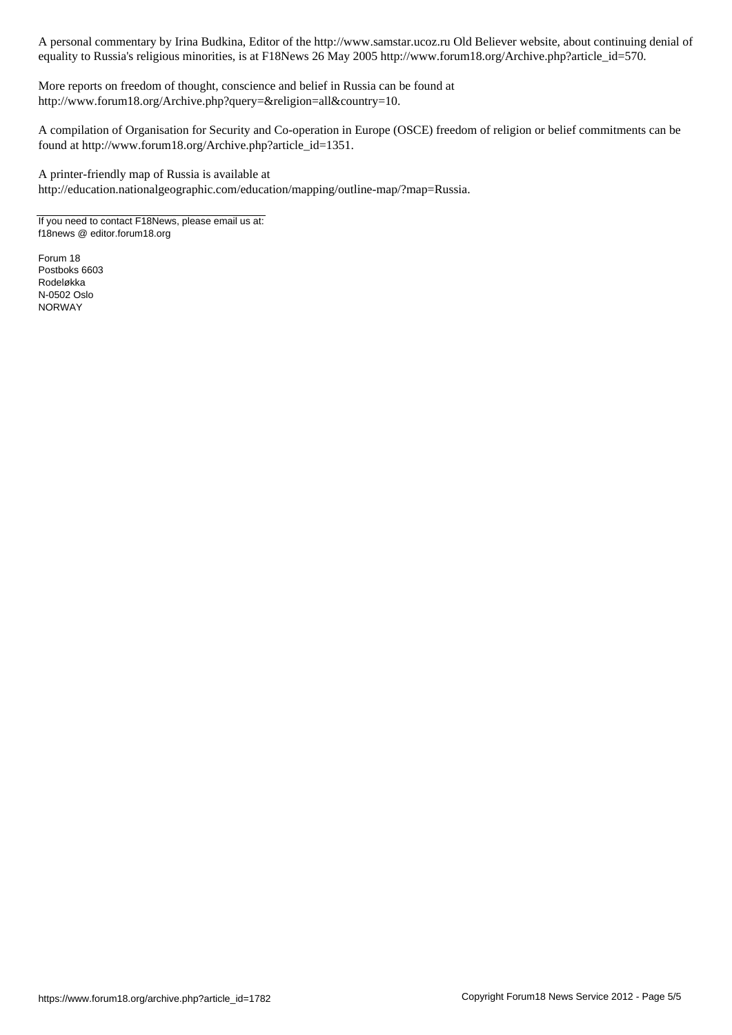A personal commentary by Irina Budkina, Editor of the http://www.samstar.ucoz.ru Old Believer website, about continuing denial of equality to Russia's religious minorities, is at F18News 26 May 2005 http://www.forum18.org/Archive.php?article_id=570.

More reports on freedom of thought, conscience and belief in Russia can be found at http://www.forum18.org/Archive.php?query=&religion=all&country=10.

A compilation of Organisation for Security and Co-operation in Europe (OSCE) freedom of religion or belief commitments can be found at http://www.forum18.org/Archive.php?article_id=1351.

A printer-friendly map of Russia is available at http://education.nationalgeographic.com/education/mapping/outline-map/?map=Russia.

---

If you need to contact F18News, please email us at:
f18news @ editor.forum18.org

Forum 18
Postboks 6603
Rodeløkka
N-0502 Oslo
NORWAY